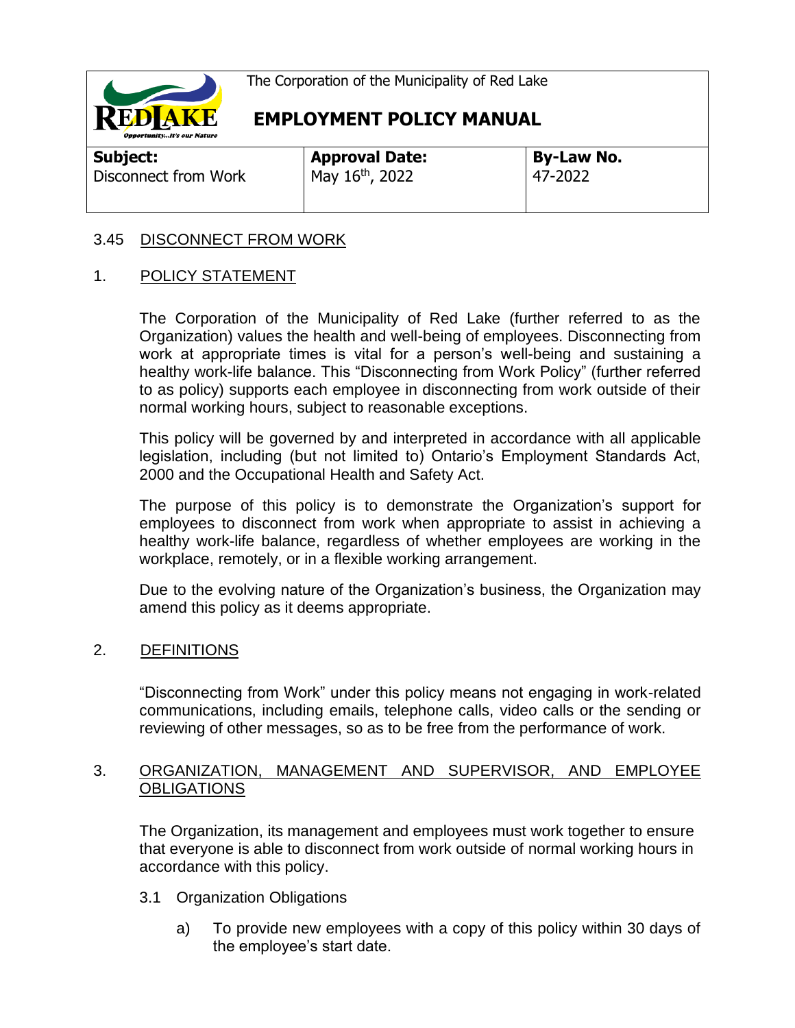The Corporation of the Municipality of Red Lake

# EMPLOYMENT POLICY MANUAL

| **Subject:** | **Approval Date:** | **By-Law No.** |
| --- | --- | --- |
| Disconnect from Work | May 16th, 2022 | 47-2022 |

## 3.45 DISCONNECT FROM WORK

### 1. POLICY STATEMENT

The Corporation of the Municipality of Red Lake (further referred to as the Organization) values the health and well-being of employees. Disconnecting from work at appropriate times is vital for a person's well-being and sustaining a healthy work-life balance. This "Disconnecting from Work Policy" (further referred to as policy) supports each employee in disconnecting from work outside of their normal working hours, subject to reasonable exceptions.

This policy will be governed by and interpreted in accordance with all applicable legislation, including (but not limited to) Ontario's Employment Standards Act, 2000 and the Occupational Health and Safety Act.

The purpose of this policy is to demonstrate the Organization's support for employees to disconnect from work when appropriate to assist in achieving a healthy work-life balance, regardless of whether employees are working in the workplace, remotely, or in a flexible working arrangement.

Due to the evolving nature of the Organization's business, the Organization may amend this policy as it deems appropriate.

### 2. DEFINITIONS

"Disconnecting from Work" under this policy means not engaging in work-related communications, including emails, telephone calls, video calls or the sending or reviewing of other messages, so as to be free from the performance of work.

### 3. ORGANIZATION, MANAGEMENT AND SUPERVISOR, AND EMPLOYEE OBLIGATIONS

The Organization, its management and employees must work together to ensure that everyone is able to disconnect from work outside of normal working hours in accordance with this policy.

3.1 Organization Obligations

a) To provide new employees with a copy of this policy within 30 days of the employee's start date.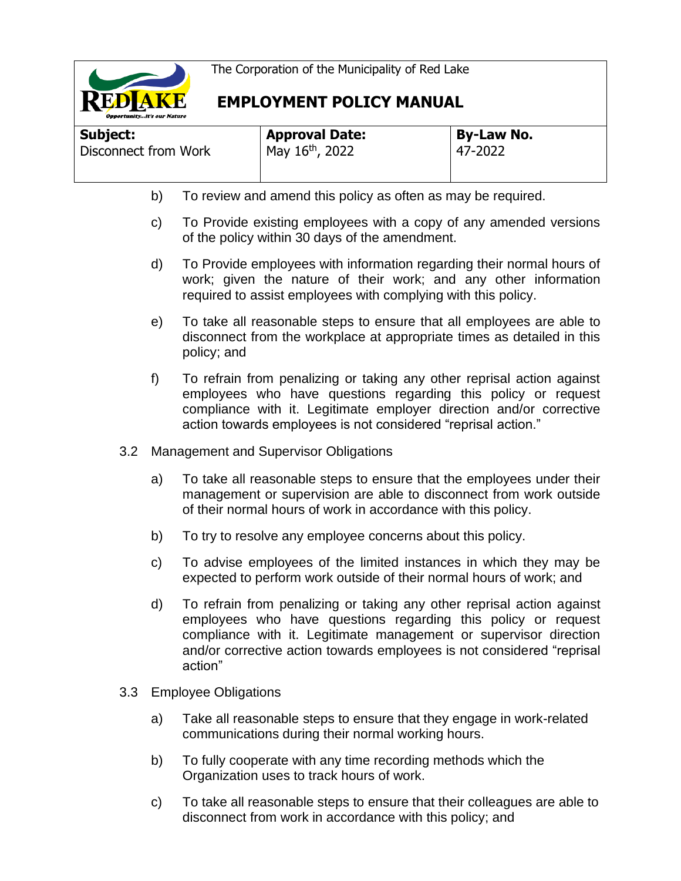b) To review and amend this policy as often as may be required.

c) To Provide existing employees with a copy of any amended versions of the policy within 30 days of the amendment.

d) To Provide employees with information regarding their normal hours of work; given the nature of their work; and any other information required to assist employees with complying with this policy.

e) To take all reasonable steps to ensure that all employees are able to disconnect from the workplace at appropriate times as detailed in this policy; and

f) To refrain from penalizing or taking any other reprisal action against employees who have questions regarding this policy or request compliance with it. Legitimate employer direction and/or corrective action towards employees is not considered "reprisal action."

3.2 Management and Supervisor Obligations

a) To take all reasonable steps to ensure that the employees under their management or supervision are able to disconnect from work outside of their normal hours of work in accordance with this policy.

b) To try to resolve any employee concerns about this policy.

c) To advise employees of the limited instances in which they may be expected to perform work outside of their normal hours of work; and

d) To refrain from penalizing or taking any other reprisal action against employees who have questions regarding this policy or request compliance with it. Legitimate management or supervisor direction and/or corrective action towards employees is not considered "reprisal action"

3.3 Employee Obligations

a) Take all reasonable steps to ensure that they engage in work-related communications during their normal working hours.

b) To fully cooperate with any time recording methods which the Organization uses to track hours of work.

c) To take all reasonable steps to ensure that their colleagues are able to disconnect from work in accordance with this policy; and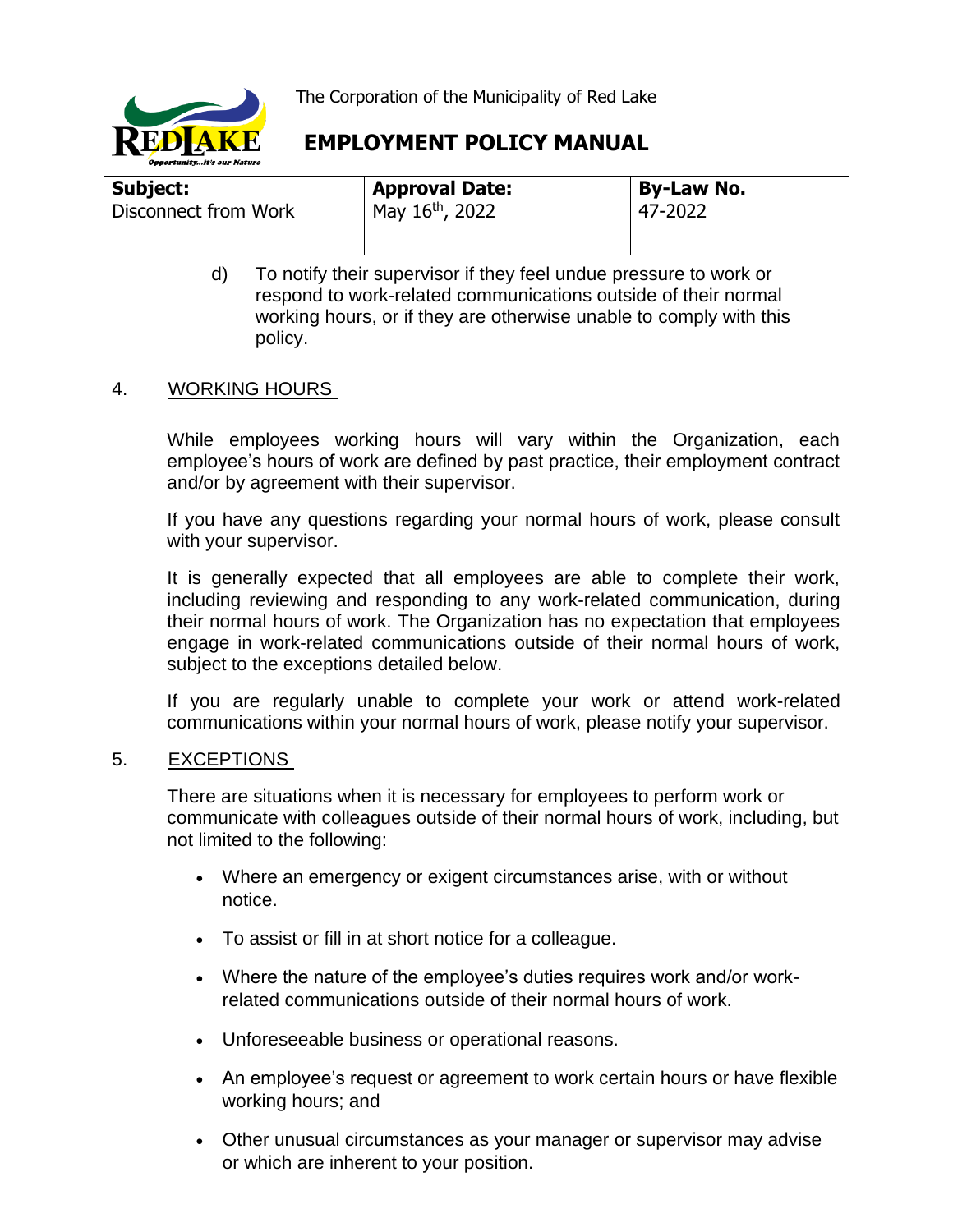d) To notify their supervisor if they feel undue pressure to work or respond to work-related communications outside of their normal working hours, or if they are otherwise unable to comply with this policy.

## 4. WORKING HOURS

While employees working hours will vary within the Organization, each employee's hours of work are defined by past practice, their employment contract and/or by agreement with their supervisor.

If you have any questions regarding your normal hours of work, please consult with your supervisor.

It is generally expected that all employees are able to complete their work, including reviewing and responding to any work-related communication, during their normal hours of work. The Organization has no expectation that employees engage in work-related communications outside of their normal hours of work, subject to the exceptions detailed below.

If you are regularly unable to complete your work or attend work-related communications within your normal hours of work, please notify your supervisor.

## 5. EXCEPTIONS

There are situations when it is necessary for employees to perform work or communicate with colleagues outside of their normal hours of work, including, but not limited to the following:

- Where an emergency or exigent circumstances arise, with or without notice.
- To assist or fill in at short notice for a colleague.
- Where the nature of the employee's duties requires work and/or work-related communications outside of their normal hours of work.
- Unforeseeable business or operational reasons.
- An employee's request or agreement to work certain hours or have flexible working hours; and
- Other unusual circumstances as your manager or supervisor may advise or which are inherent to your position.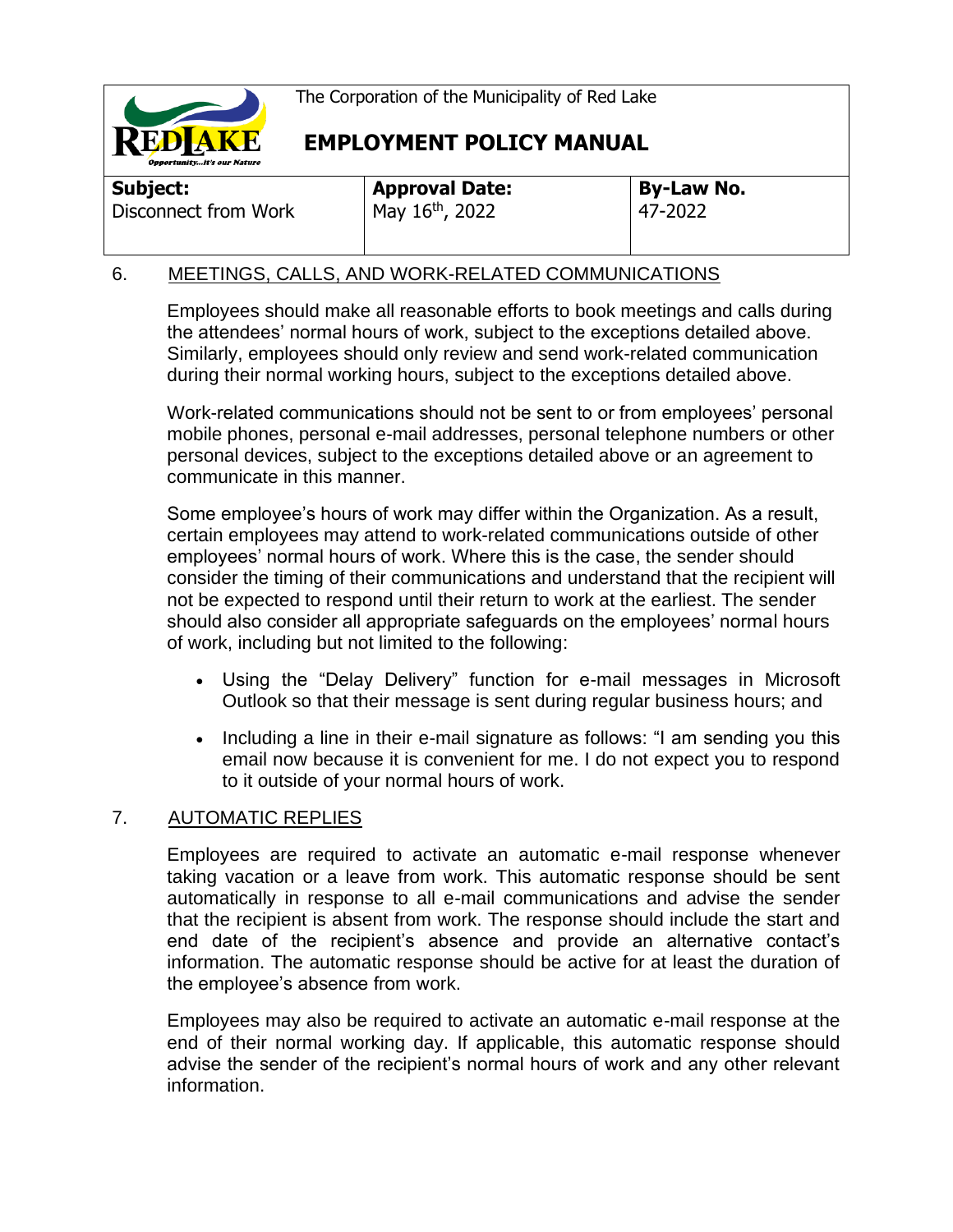## 6. MEETINGS, CALLS, AND WORK-RELATED COMMUNICATIONS

Employees should make all reasonable efforts to book meetings and calls during the attendees' normal hours of work, subject to the exceptions detailed above. Similarly, employees should only review and send work-related communication during their normal working hours, subject to the exceptions detailed above.

Work-related communications should not be sent to or from employees' personal mobile phones, personal e-mail addresses, personal telephone numbers or other personal devices, subject to the exceptions detailed above or an agreement to communicate in this manner.

Some employee's hours of work may differ within the Organization. As a result, certain employees may attend to work-related communications outside of other employees' normal hours of work. Where this is the case, the sender should consider the timing of their communications and understand that the recipient will not be expected to respond until their return to work at the earliest. The sender should also consider all appropriate safeguards on the employees' normal hours of work, including but not limited to the following:

- Using the "Delay Delivery" function for e-mail messages in Microsoft Outlook so that their message is sent during regular business hours; and
- Including a line in their e-mail signature as follows: "I am sending you this email now because it is convenient for me. I do not expect you to respond to it outside of your normal hours of work.

## 7. AUTOMATIC REPLIES

Employees are required to activate an automatic e-mail response whenever taking vacation or a leave from work. This automatic response should be sent automatically in response to all e-mail communications and advise the sender that the recipient is absent from work. The response should include the start and end date of the recipient's absence and provide an alternative contact's information. The automatic response should be active for at least the duration of the employee's absence from work.

Employees may also be required to activate an automatic e-mail response at the end of their normal working day. If applicable, this automatic response should advise the sender of the recipient's normal hours of work and any other relevant information.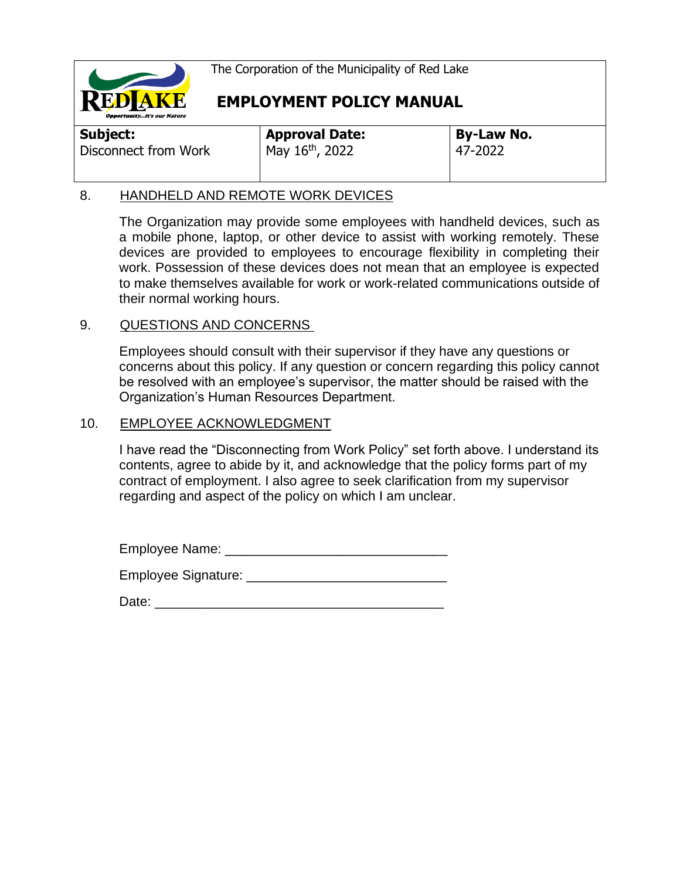The Corporation of the Municipality of Red Lake

**EMPLOYMENT POLICY MANUAL**

| **Subject:** | **Approval Date:** | **By-Law No.** |
| --- | --- | --- |
| Disconnect from Work | May 16th, 2022 | 47-2022 |

## 8. HANDHELD AND REMOTE WORK DEVICES

The Organization may provide some employees with handheld devices, such as a mobile phone, laptop, or other device to assist with working remotely. These devices are provided to employees to encourage flexibility in completing their work. Possession of these devices does not mean that an employee is expected to make themselves available for work or work-related communications outside of their normal working hours.

## 9. QUESTIONS AND CONCERNS

Employees should consult with their supervisor if they have any questions or concerns about this policy. If any question or concern regarding this policy cannot be resolved with an employee's supervisor, the matter should be raised with the Organization's Human Resources Department.

## 10. EMPLOYEE ACKNOWLEDGMENT

I have read the "Disconnecting from Work Policy" set forth above. I understand its contents, agree to abide by it, and acknowledge that the policy forms part of my contract of employment. I also agree to seek clarification from my supervisor regarding and aspect of the policy on which I am unclear.

Employee Name: ______________________________

Employee Signature: ___________________________

Date: _______________________________________